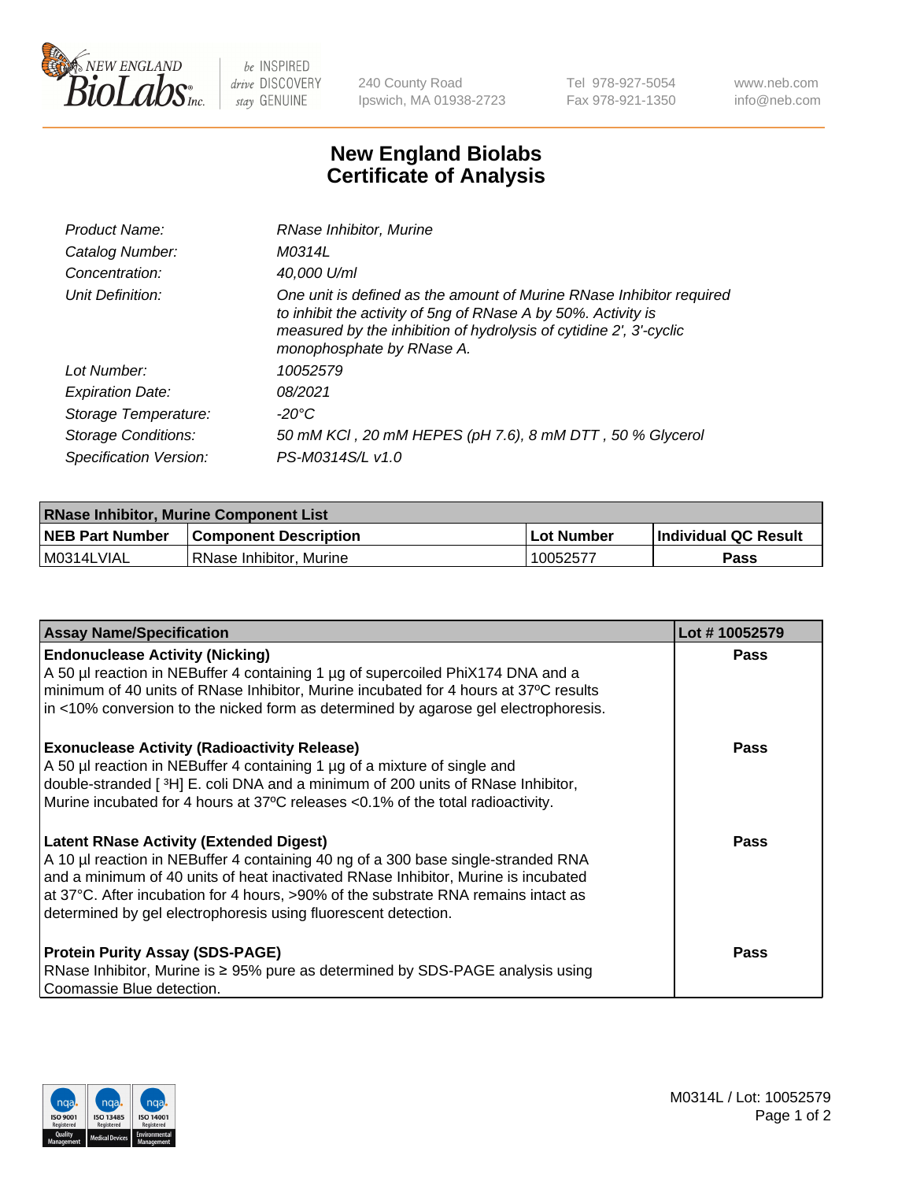240 County Road
Ipswich, MA 01938-2723

Tel 978-927-5054
Fax 978-921-1350

www.neb.com
info@neb.com

# New England Biolabs
# Certificate of Analysis

| | |
|---|---|
| *Product Name:* | *RNase Inhibitor, Murine* |
| *Catalog Number:* | *M0314L* |
| *Concentration:* | *40,000 U/ml* |
| *Unit Definition:* | *One unit is defined as the amount of Murine RNase Inhibitor required to inhibit the activity of 5ng of RNase A by 50%. Activity is measured by the inhibition of hydrolysis of cytidine 2', 3'-cyclic monophosphate by RNase A.* |
| *Lot Number:* | *10052579* |
| *Expiration Date:* | *08/2021* |
| *Storage Temperature:* | *-20°C* |
| *Storage Conditions:* | *50 mM KCl , 20 mM HEPES (pH 7.6), 8 mM DTT , 50 % Glycerol* |
| *Specification Version:* | *PS-M0314S/L v1.0* |

| RNase Inhibitor, Murine Component List | | | |
|---|---|---|---|
| **NEB Part Number** | **Component Description** | **Lot Number** | **Individual QC Result** |
| M0314LVIAL | RNase Inhibitor, Murine | 10052577 | **Pass** |

| Assay Name/Specification | Lot # 10052579 |
|---|---|
| **Endonuclease Activity (Nicking)** A 50 µl reaction in NEBuffer 4 containing 1 µg of supercoiled PhiX174 DNA and a minimum of 40 units of RNase Inhibitor, Murine incubated for 4 hours at 37ºC results in <10% conversion to the nicked form as determined by agarose gel electrophoresis. | **Pass** |
| **Exonuclease Activity (Radioactivity Release)** A 50 µl reaction in NEBuffer 4 containing 1 µg of a mixture of single and double-stranded [ $^3$H] E. coli DNA and a minimum of 200 units of RNase Inhibitor, Murine incubated for 4 hours at 37ºC releases <0.1% of the total radioactivity. | **Pass** |
| **Latent RNase Activity (Extended Digest)** A 10 µl reaction in NEBuffer 4 containing 40 ng of a 300 base single-stranded RNA and a minimum of 40 units of heat inactivated RNase Inhibitor, Murine is incubated at 37°C. After incubation for 4 hours, >90% of the substrate RNA remains intact as determined by gel electrophoresis using fluorescent detection. | **Pass** |
| **Protein Purity Assay (SDS-PAGE)** RNase Inhibitor, Murine is ≥ 95% pure as determined by SDS-PAGE analysis using Coomassie Blue detection. | **Pass** |

M0314L / Lot: 10052579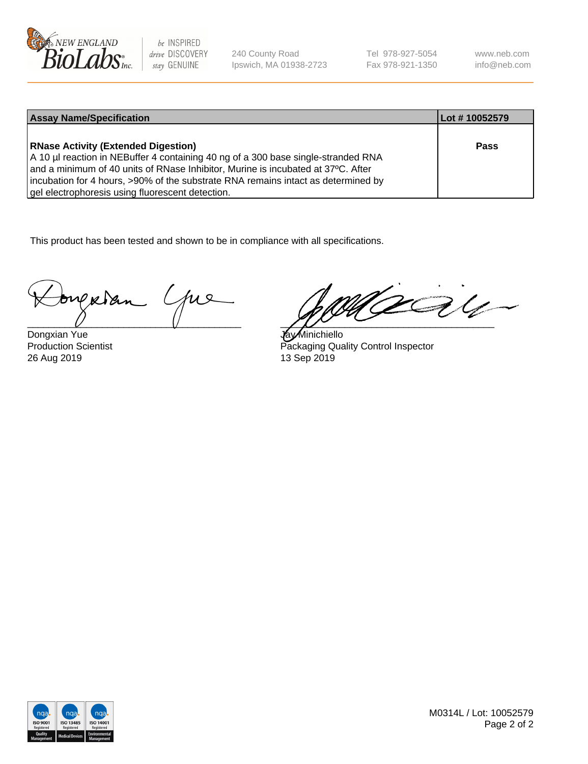240 County Road
Ipswich, MA 01938-2723

Tel 978-927-5054
Fax 978-921-1350

www.neb.com
info@neb.com

| Assay Name/Specification | Lot # 10052579 |
| --- | --- |
| **RNase Activity (Extended Digestion)**<br>A 10 µl reaction in NEBuffer 4 containing 40 ng of a 300 base single-stranded RNA and a minimum of 40 units of RNase Inhibitor, Murine is incubated at 37ºC. After incubation for 4 hours, >90% of the substrate RNA remains intact as determined by gel electrophoresis using fluorescent detection. | **Pass** |

This product has been tested and shown to be in compliance with all specifications.

Dongxian Yue
Production Scientist
26 Aug 2019

Jay Minichiello
Packaging Quality Control Inspector
13 Sep 2019

M0314L / Lot: 10052579